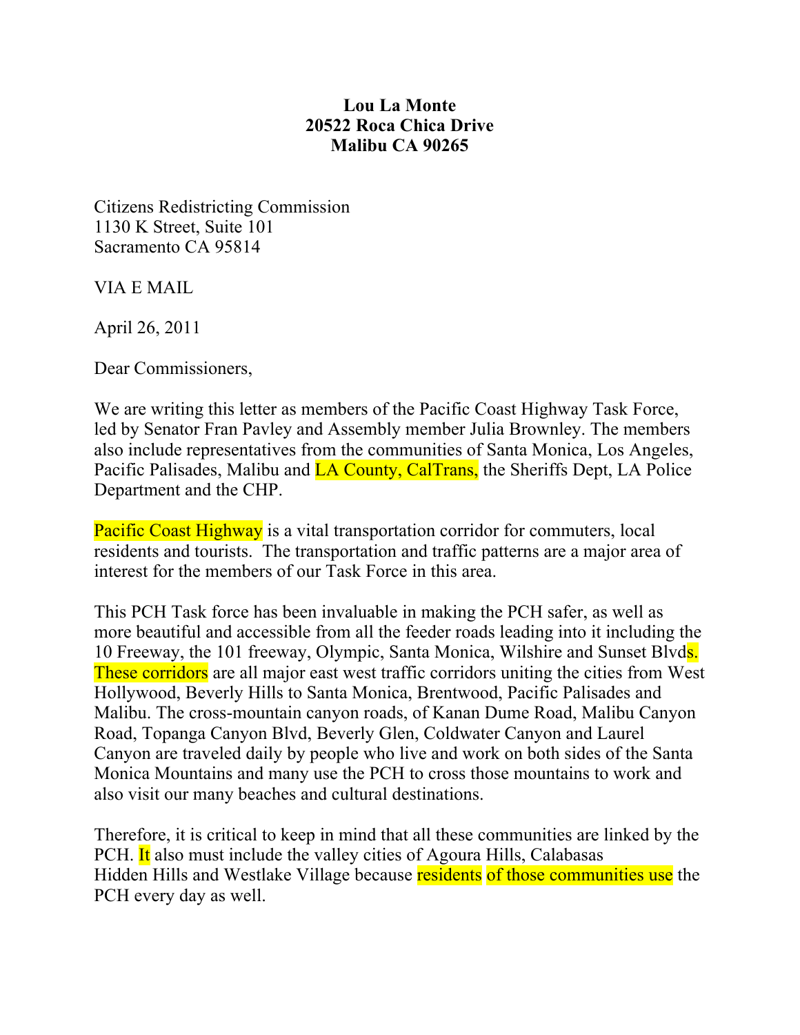**Lou La Monte**
**20522 Roca Chica Drive**
**Malibu CA 90265**

Citizens Redistricting Commission
1130 K Street, Suite 101
Sacramento CA 95814

VIA E MAIL

April 26, 2011

Dear Commissioners,

We are writing this letter as members of the Pacific Coast Highway Task Force, led by Senator Fran Pavley and Assembly member Julia Brownley. The members also include representatives from the communities of Santa Monica, Los Angeles, Pacific Palisades, Malibu and LA County, CalTrans, the Sheriffs Dept, LA Police Department and the CHP.

Pacific Coast Highway is a vital transportation corridor for commuters, local residents and tourists. The transportation and traffic patterns are a major area of interest for the members of our Task Force in this area.

This PCH Task force has been invaluable in making the PCH safer, as well as more beautiful and accessible from all the feeder roads leading into it including the 10 Freeway, the 101 freeway, Olympic, Santa Monica, Wilshire and Sunset Blvds. These corridors are all major east west traffic corridors uniting the cities from West Hollywood, Beverly Hills to Santa Monica, Brentwood, Pacific Palisades and Malibu. The cross-mountain canyon roads, of Kanan Dume Road, Malibu Canyon Road, Topanga Canyon Blvd, Beverly Glen, Coldwater Canyon and Laurel Canyon are traveled daily by people who live and work on both sides of the Santa Monica Mountains and many use the PCH to cross those mountains to work and also visit our many beaches and cultural destinations.

Therefore, it is critical to keep in mind that all these communities are linked by the PCH. It also must include the valley cities of Agoura Hills, Calabasas Hidden Hills and Westlake Village because residents of those communities use the PCH every day as well.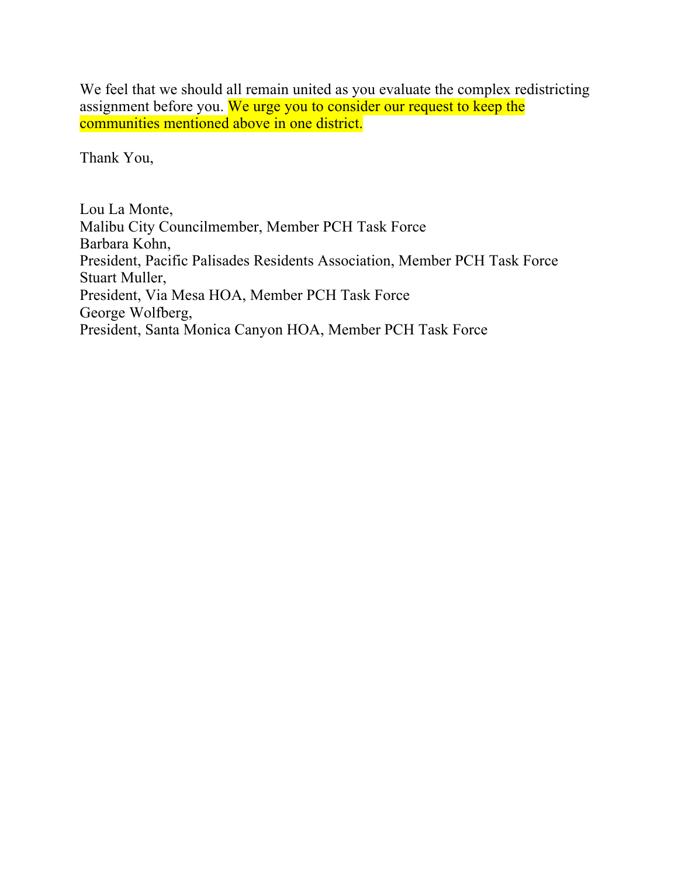We feel that we should all remain united as you evaluate the complex redistricting assignment before you. We urge you to consider our request to keep the communities mentioned above in one district.

Thank You,

Lou La Monte,  
Malibu City Councilmember, Member PCH Task Force  
Barbara Kohn,  
President, Pacific Palisades Residents Association, Member PCH Task Force  
Stuart Muller,  
President, Via Mesa HOA, Member PCH Task Force  
George Wolfberg,  
President, Santa Monica Canyon HOA, Member PCH Task Force